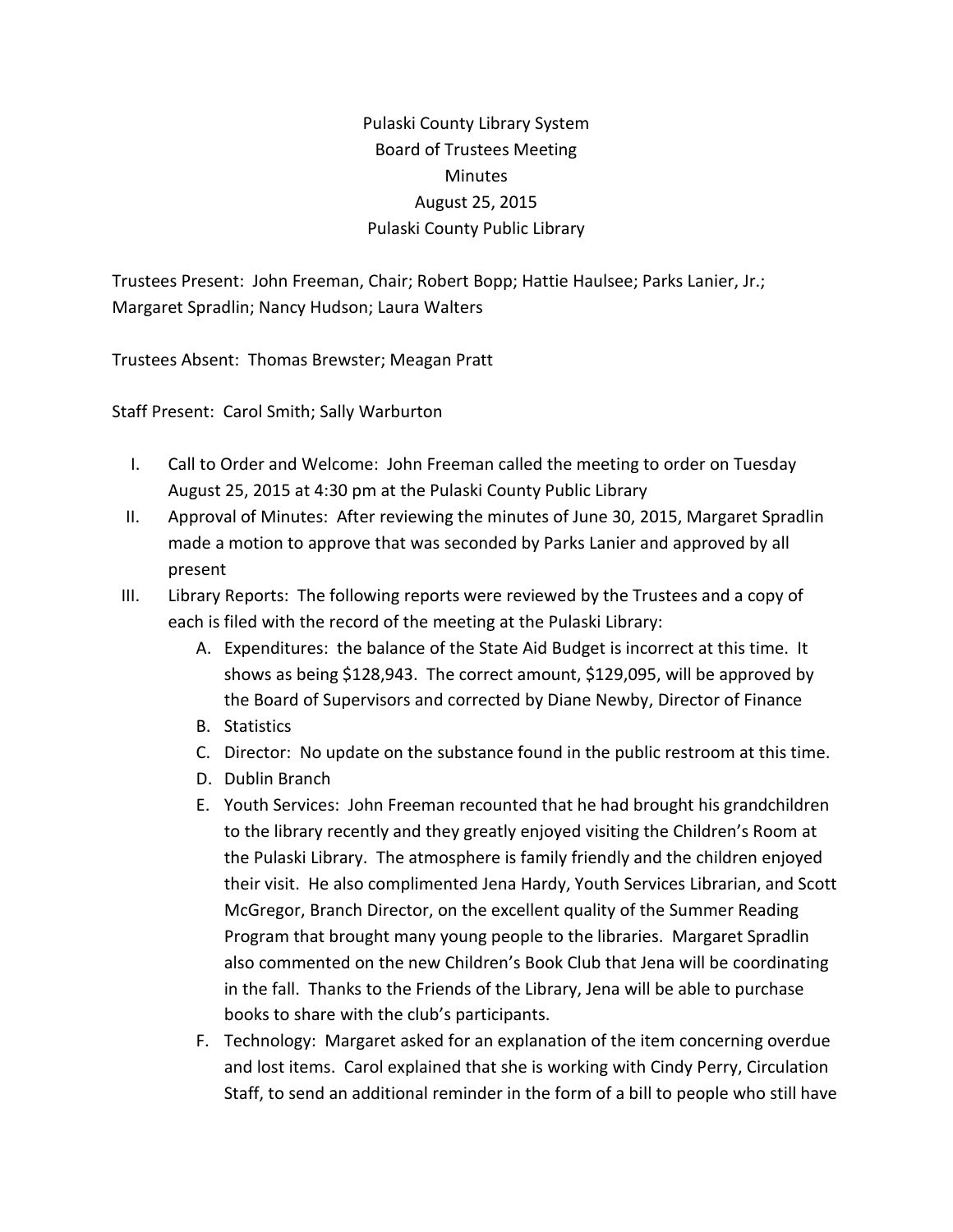# Pulaski County Library System
## Board of Trustees Meeting
## Minutes
## August 25, 2015
## Pulaski County Public Library

Trustees Present: John Freeman, Chair; Robert Bopp; Hattie Haulsee; Parks Lanier, Jr.; Margaret Spradlin; Nancy Hudson; Laura Walters

Trustees Absent: Thomas Brewster; Meagan Pratt

Staff Present: Carol Smith; Sally Warburton

I. Call to Order and Welcome: John Freeman called the meeting to order on Tuesday August 25, 2015 at 4:30 pm at the Pulaski County Public Library

II. Approval of Minutes: After reviewing the minutes of June 30, 2015, Margaret Spradlin made a motion to approve that was seconded by Parks Lanier and approved by all present

III. Library Reports: The following reports were reviewed by the Trustees and a copy of each is filed with the record of the meeting at the Pulaski Library:

   A. Expenditures: the balance of the State Aid Budget is incorrect at this time. It shows as being $128,943. The correct amount, $129,095, will be approved by the Board of Supervisors and corrected by Diane Newby, Director of Finance

   B. Statistics

   C. Director: No update on the substance found in the public restroom at this time.

   D. Dublin Branch

   E. Youth Services: John Freeman recounted that he had brought his grandchildren to the library recently and they greatly enjoyed visiting the Children's Room at the Pulaski Library. The atmosphere is family friendly and the children enjoyed their visit. He also complimented Jena Hardy, Youth Services Librarian, and Scott McGregor, Branch Director, on the excellent quality of the Summer Reading Program that brought many young people to the libraries. Margaret Spradlin also commented on the new Children's Book Club that Jena will be coordinating in the fall. Thanks to the Friends of the Library, Jena will be able to purchase books to share with the club's participants.

   F. Technology: Margaret asked for an explanation of the item concerning overdue and lost items. Carol explained that she is working with Cindy Perry, Circulation Staff, to send an additional reminder in the form of a bill to people who still have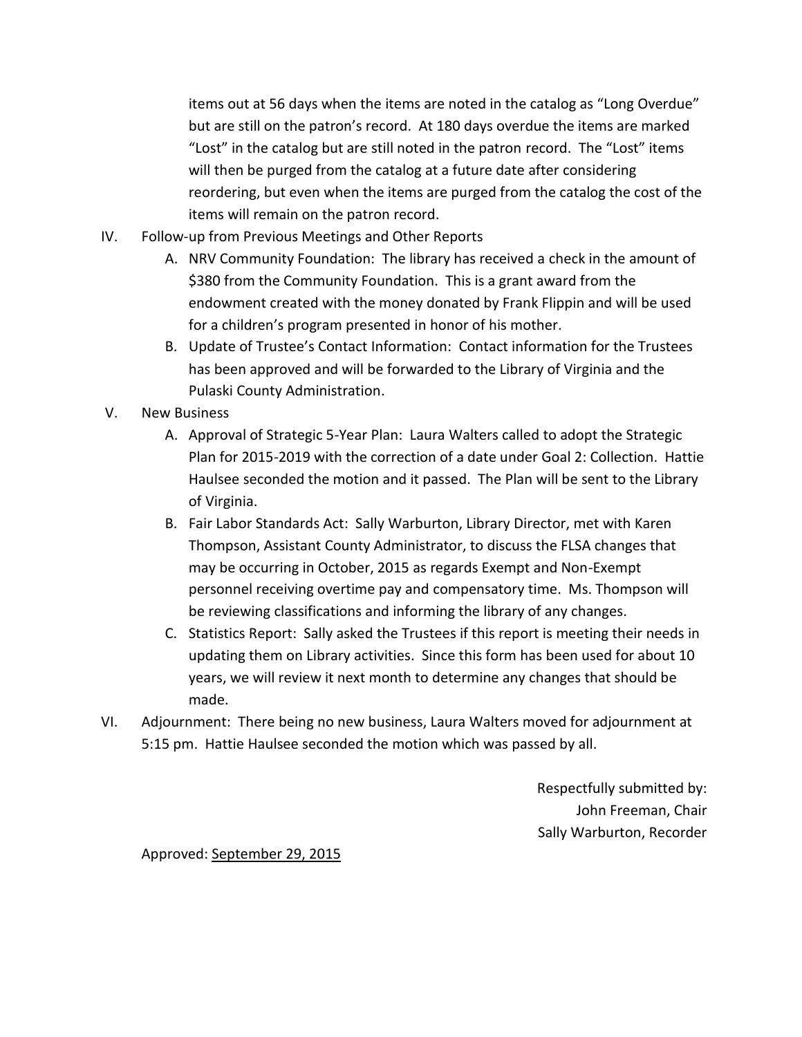items out at 56 days when the items are noted in the catalog as "Long Overdue" but are still on the patron's record. At 180 days overdue the items are marked "Lost" in the catalog but are still noted in the patron record. The "Lost" items will then be purged from the catalog at a future date after considering reordering, but even when the items are purged from the catalog the cost of the items will remain on the patron record.

IV. Follow-up from Previous Meetings and Other Reports

   A. NRV Community Foundation: The library has received a check in the amount of $380 from the Community Foundation. This is a grant award from the endowment created with the money donated by Frank Flippin and will be used for a children's program presented in honor of his mother.

   B. Update of Trustee's Contact Information: Contact information for the Trustees has been approved and will be forwarded to the Library of Virginia and the Pulaski County Administration.

V. New Business

   A. Approval of Strategic 5-Year Plan: Laura Walters called to adopt the Strategic Plan for 2015-2019 with the correction of a date under Goal 2: Collection. Hattie Haulsee seconded the motion and it passed. The Plan will be sent to the Library of Virginia.

   B. Fair Labor Standards Act: Sally Warburton, Library Director, met with Karen Thompson, Assistant County Administrator, to discuss the FLSA changes that may be occurring in October, 2015 as regards Exempt and Non-Exempt personnel receiving overtime pay and compensatory time. Ms. Thompson will be reviewing classifications and informing the library of any changes.

   C. Statistics Report: Sally asked the Trustees if this report is meeting their needs in updating them on Library activities. Since this form has been used for about 10 years, we will review it next month to determine any changes that should be made.

VI. Adjournment: There being no new business, Laura Walters moved for adjournment at 5:15 pm. Hattie Haulsee seconded the motion which was passed by all.

Respectfully submitted by:
John Freeman, Chair
Sally Warburton, Recorder

Approved: <u>September 29, 2015</u>